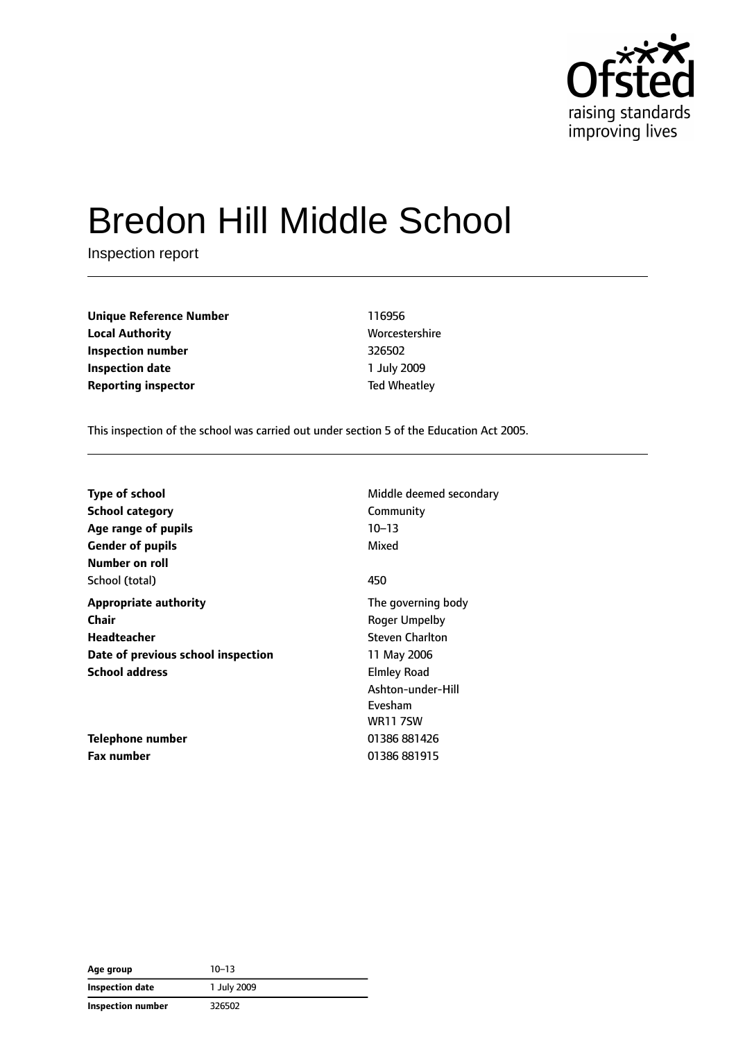# Bredon Hill Middle School

Inspection report

| | |
|---|---|
| **Unique Reference Number** | 116956 |
| **Local Authority** | Worcestershire |
| **Inspection number** | 326502 |
| **Inspection date** | 1 July 2009 |
| **Reporting inspector** | Ted Wheatley |

This inspection of the school was carried out under section 5 of the Education Act 2005.

| | |
|---|---|
| **Type of school** | Middle deemed secondary |
| **School category** | Community |
| **Age range of pupils** | 10–13 |
| **Gender of pupils** | Mixed |
| **Number on roll** | |
| School (total) | 450 |
| **Appropriate authority** | The governing body |
| **Chair** | Roger Umpelby |
| **Headteacher** | Steven Charlton |
| **Date of previous school inspection** | 11 May 2006 |
| **School address** | Elmley Road<br>Ashton-under-Hill<br>Evesham<br>WR11 7SW |
| **Telephone number** | 01386 881426 |
| **Fax number** | 01386 881915 |

| | |
|---|---|
| **Age group** | 10–13 |
| **Inspection date** | 1 July 2009 |
| **Inspection number** | 326502 |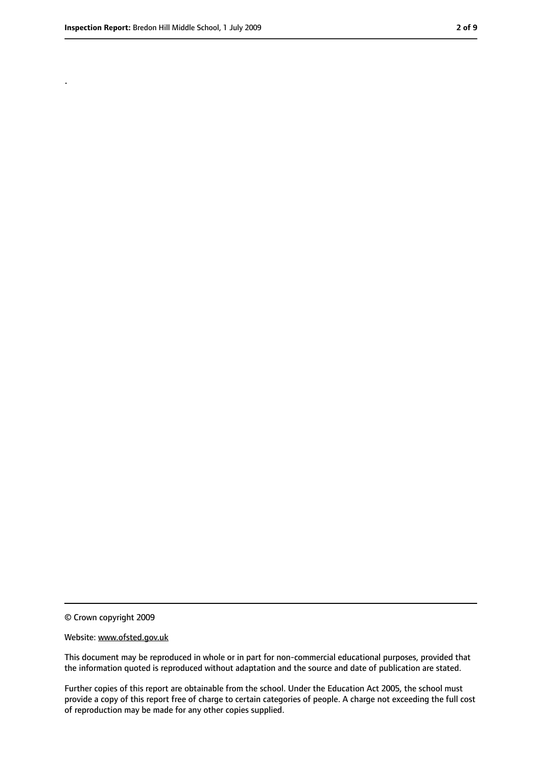.

© Crown copyright 2009

Website: www.ofsted.gov.uk

This document may be reproduced in whole or in part for non-commercial educational purposes, provided that the information quoted is reproduced without adaptation and the source and date of publication are stated.

Further copies of this report are obtainable from the school. Under the Education Act 2005, the school must provide a copy of this report free of charge to certain categories of people. A charge not exceeding the full cost of reproduction may be made for any other copies supplied.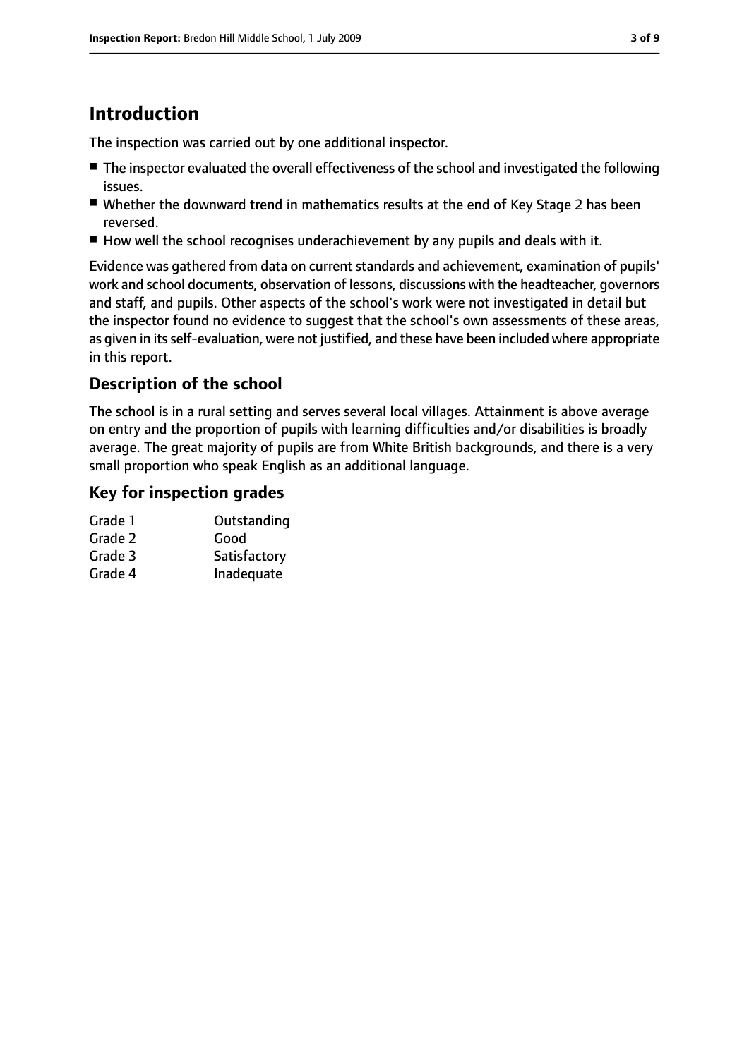# Introduction

The inspection was carried out by one additional inspector.

- The inspector evaluated the overall effectiveness of the school and investigated the following issues.
- Whether the downward trend in mathematics results at the end of Key Stage 2 has been reversed.
- How well the school recognises underachievement by any pupils and deals with it.

Evidence was gathered from data on current standards and achievement, examination of pupils' work and school documents, observation of lessons, discussions with the headteacher, governors and staff, and pupils. Other aspects of the school's work were not investigated in detail but the inspector found no evidence to suggest that the school's own assessments of these areas, as given in its self-evaluation, were not justified, and these have been included where appropriate in this report.

## Description of the school

The school is in a rural setting and serves several local villages. Attainment is above average on entry and the proportion of pupils with learning difficulties and/or disabilities is broadly average. The great majority of pupils are from White British backgrounds, and there is a very small proportion who speak English as an additional language.

## Key for inspection grades

| | |
|---|---|
| Grade 1 | Outstanding |
| Grade 2 | Good |
| Grade 3 | Satisfactory |
| Grade 4 | Inadequate |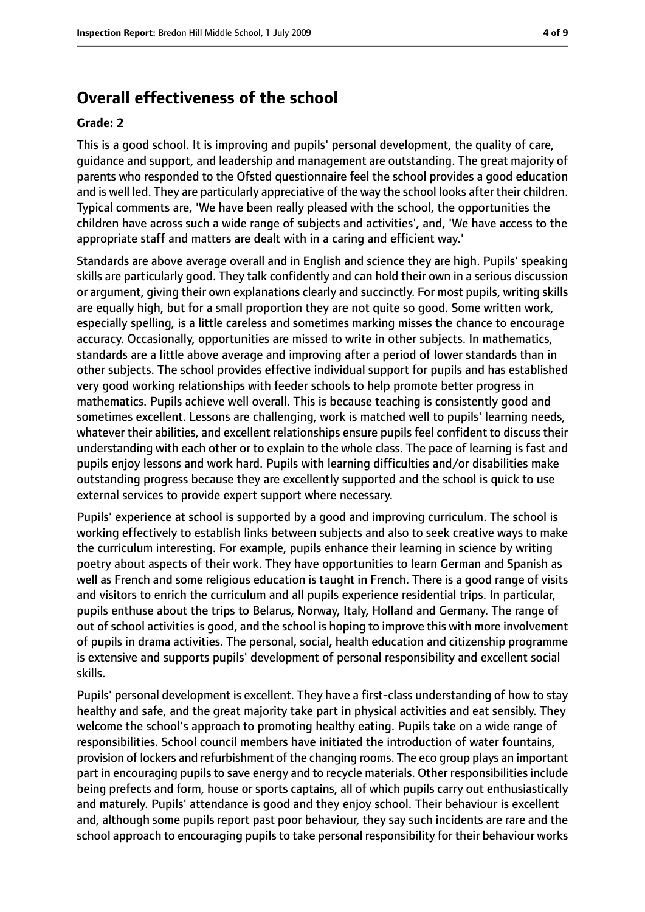## Overall effectiveness of the school

**Grade: 2**

This is a good school. It is improving and pupils' personal development, the quality of care, guidance and support, and leadership and management are outstanding. The great majority of parents who responded to the Ofsted questionnaire feel the school provides a good education and is well led. They are particularly appreciative of the way the school looks after their children. Typical comments are, 'We have been really pleased with the school, the opportunities the children have across such a wide range of subjects and activities', and, 'We have access to the appropriate staff and matters are dealt with in a caring and efficient way.'

Standards are above average overall and in English and science they are high. Pupils' speaking skills are particularly good. They talk confidently and can hold their own in a serious discussion or argument, giving their own explanations clearly and succinctly. For most pupils, writing skills are equally high, but for a small proportion they are not quite so good. Some written work, especially spelling, is a little careless and sometimes marking misses the chance to encourage accuracy. Occasionally, opportunities are missed to write in other subjects. In mathematics, standards are a little above average and improving after a period of lower standards than in other subjects. The school provides effective individual support for pupils and has established very good working relationships with feeder schools to help promote better progress in mathematics. Pupils achieve well overall. This is because teaching is consistently good and sometimes excellent. Lessons are challenging, work is matched well to pupils' learning needs, whatever their abilities, and excellent relationships ensure pupils feel confident to discuss their understanding with each other or to explain to the whole class. The pace of learning is fast and pupils enjoy lessons and work hard. Pupils with learning difficulties and/or disabilities make outstanding progress because they are excellently supported and the school is quick to use external services to provide expert support where necessary.

Pupils' experience at school is supported by a good and improving curriculum. The school is working effectively to establish links between subjects and also to seek creative ways to make the curriculum interesting. For example, pupils enhance their learning in science by writing poetry about aspects of their work. They have opportunities to learn German and Spanish as well as French and some religious education is taught in French. There is a good range of visits and visitors to enrich the curriculum and all pupils experience residential trips. In particular, pupils enthuse about the trips to Belarus, Norway, Italy, Holland and Germany. The range of out of school activities is good, and the school is hoping to improve this with more involvement of pupils in drama activities. The personal, social, health education and citizenship programme is extensive and supports pupils' development of personal responsibility and excellent social skills.

Pupils' personal development is excellent. They have a first-class understanding of how to stay healthy and safe, and the great majority take part in physical activities and eat sensibly. They welcome the school's approach to promoting healthy eating. Pupils take on a wide range of responsibilities. School council members have initiated the introduction of water fountains, provision of lockers and refurbishment of the changing rooms. The eco group plays an important part in encouraging pupils to save energy and to recycle materials. Other responsibilities include being prefects and form, house or sports captains, all of which pupils carry out enthusiastically and maturely. Pupils' attendance is good and they enjoy school. Their behaviour is excellent and, although some pupils report past poor behaviour, they say such incidents are rare and the school approach to encouraging pupils to take personal responsibility for their behaviour works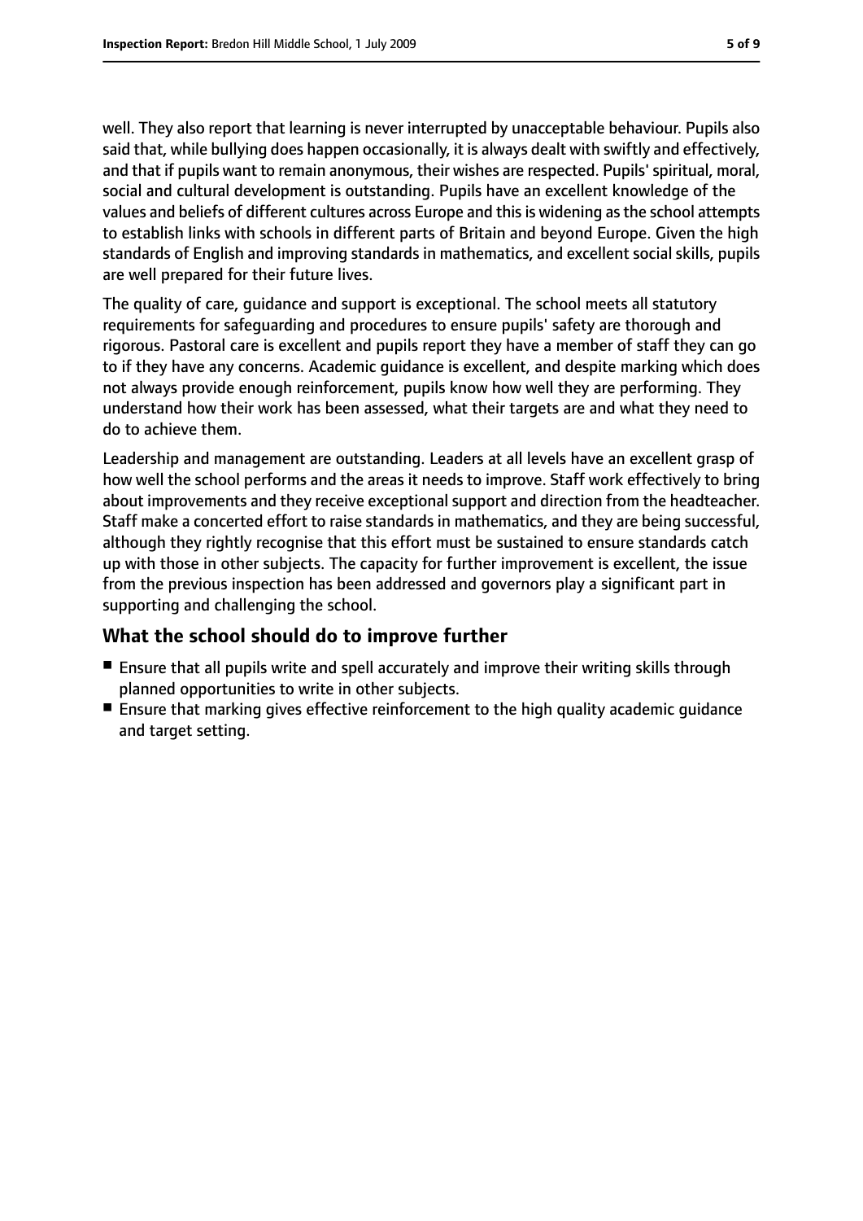well. They also report that learning is never interrupted by unacceptable behaviour. Pupils also said that, while bullying does happen occasionally, it is always dealt with swiftly and effectively, and that if pupils want to remain anonymous, their wishes are respected. Pupils' spiritual, moral, social and cultural development is outstanding. Pupils have an excellent knowledge of the values and beliefs of different cultures across Europe and this is widening as the school attempts to establish links with schools in different parts of Britain and beyond Europe. Given the high standards of English and improving standards in mathematics, and excellent social skills, pupils are well prepared for their future lives.

The quality of care, guidance and support is exceptional. The school meets all statutory requirements for safeguarding and procedures to ensure pupils' safety are thorough and rigorous. Pastoral care is excellent and pupils report they have a member of staff they can go to if they have any concerns. Academic guidance is excellent, and despite marking which does not always provide enough reinforcement, pupils know how well they are performing. They understand how their work has been assessed, what their targets are and what they need to do to achieve them.

Leadership and management are outstanding. Leaders at all levels have an excellent grasp of how well the school performs and the areas it needs to improve. Staff work effectively to bring about improvements and they receive exceptional support and direction from the headteacher. Staff make a concerted effort to raise standards in mathematics, and they are being successful, although they rightly recognise that this effort must be sustained to ensure standards catch up with those in other subjects. The capacity for further improvement is excellent, the issue from the previous inspection has been addressed and governors play a significant part in supporting and challenging the school.

## What the school should do to improve further

- Ensure that all pupils write and spell accurately and improve their writing skills through planned opportunities to write in other subjects.
- Ensure that marking gives effective reinforcement to the high quality academic guidance and target setting.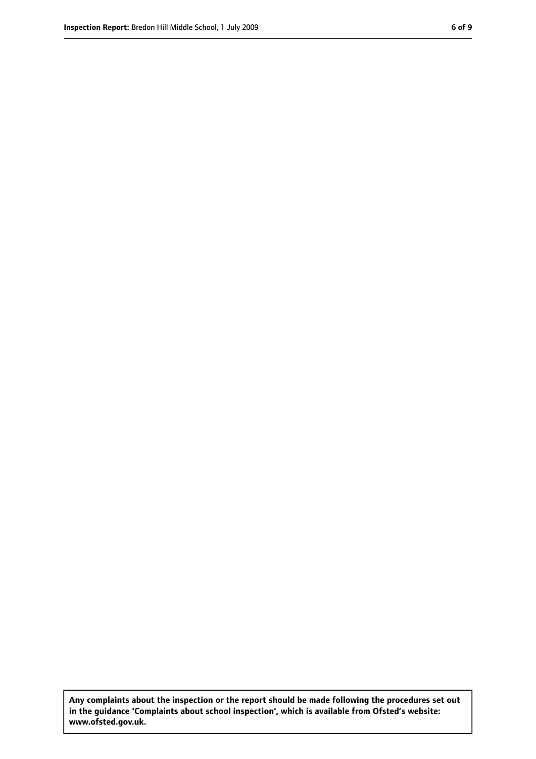**Any complaints about the inspection or the report should be made following the procedures set out in the guidance 'Complaints about school inspection', which is available from Ofsted's website: www.ofsted.gov.uk.**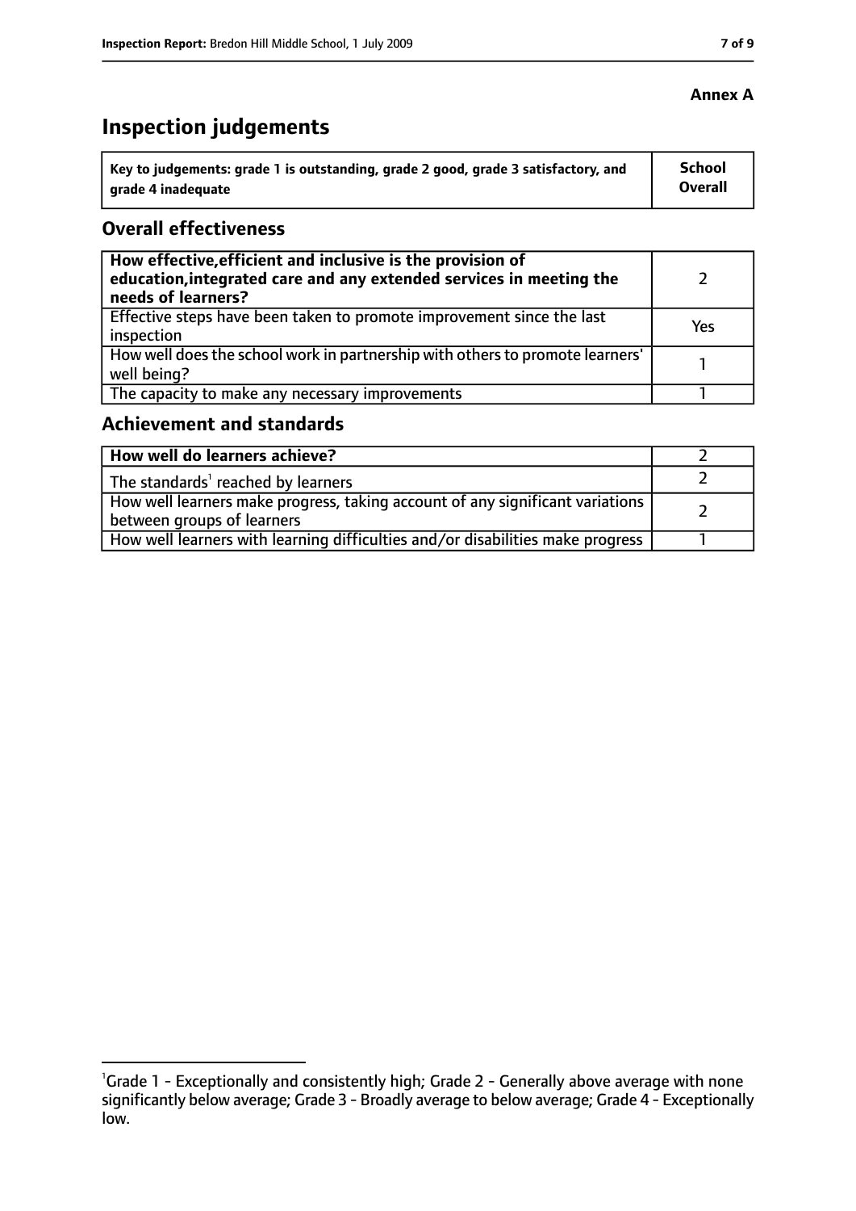**Annex A**

# Inspection judgements

| Key to judgements: grade 1 is outstanding, grade 2 good, grade 3 satisfactory, and grade 4 inadequate | School Overall |
|---|---|

## Overall effectiveness

| | |
|---|---|
| **How effective, efficient and inclusive is the provision of education, integrated care and any extended services in meeting the needs of learners?** | 2 |
| Effective steps have been taken to promote improvement since the last inspection | Yes |
| How well does the school work in partnership with others to promote learners' well being? | 1 |
| The capacity to make any necessary improvements | 1 |

## Achievement and standards

| | |
|---|---|
| **How well do learners achieve?** | 2 |
| The standards[1] reached by learners | 2 |
| How well learners make progress, taking account of any significant variations between groups of learners | 2 |
| How well learners with learning difficulties and/or disabilities make progress | 1 |

[1]Grade 1 - Exceptionally and consistently high; Grade 2 - Generally above average with none significantly below average; Grade 3 - Broadly average to below average; Grade 4 - Exceptionally low.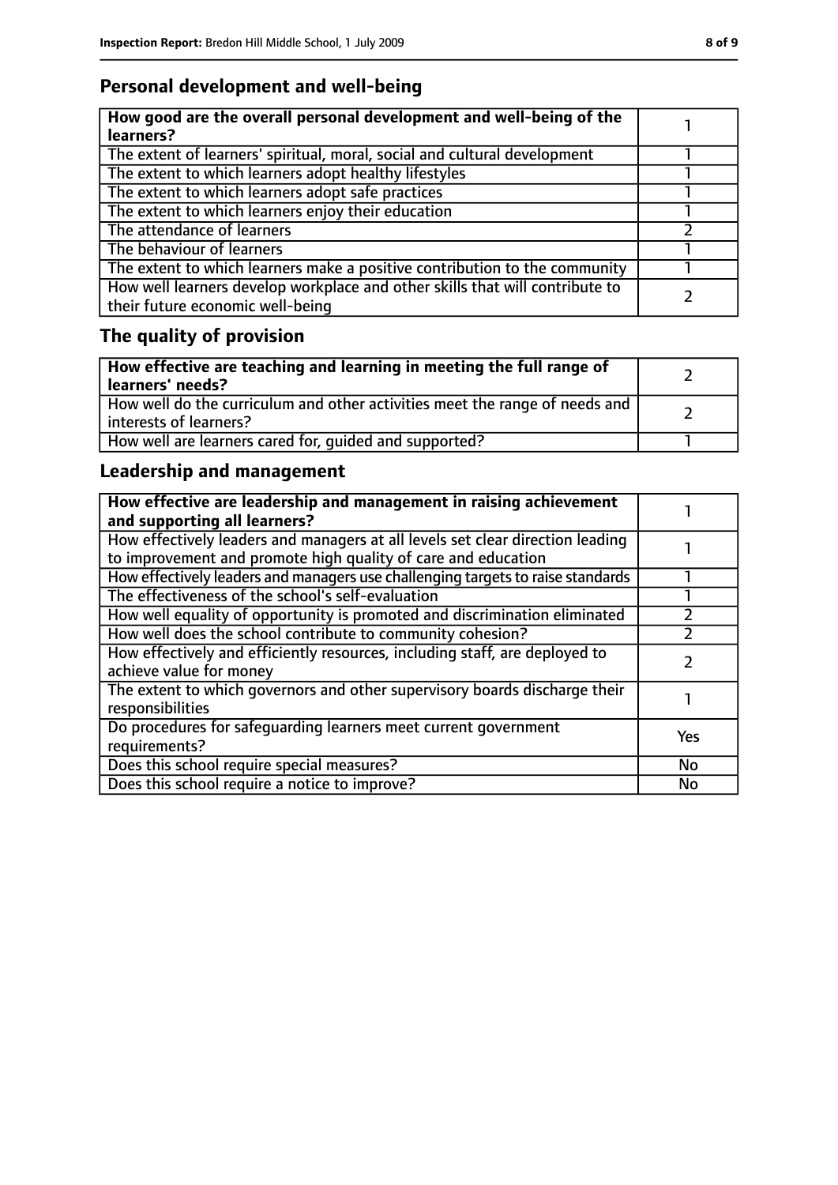## Personal development and well-being

| **How good are the overall personal development and well-being of the learners?** | 1 |
|---|---|
| The extent of learners' spiritual, moral, social and cultural development | 1 |
| The extent to which learners adopt healthy lifestyles | 1 |
| The extent to which learners adopt safe practices | 1 |
| The extent to which learners enjoy their education | 1 |
| The attendance of learners | 2 |
| The behaviour of learners | 1 |
| The extent to which learners make a positive contribution to the community | 1 |
| How well learners develop workplace and other skills that will contribute to their future economic well-being | 2 |

## The quality of provision

| **How effective are teaching and learning in meeting the full range of learners' needs?** | 2 |
|---|---|
| How well do the curriculum and other activities meet the range of needs and interests of learners? | 2 |
| How well are learners cared for, guided and supported? | 1 |

## Leadership and management

| **How effective are leadership and management in raising achievement and supporting all learners?** | 1 |
|---|---|
| How effectively leaders and managers at all levels set clear direction leading to improvement and promote high quality of care and education | 1 |
| How effectively leaders and managers use challenging targets to raise standards | 1 |
| The effectiveness of the school's self-evaluation | 1 |
| How well equality of opportunity is promoted and discrimination eliminated | 2 |
| How well does the school contribute to community cohesion? | 2 |
| How effectively and efficiently resources, including staff, are deployed to achieve value for money | 2 |
| The extent to which governors and other supervisory boards discharge their responsibilities | 1 |
| Do procedures for safeguarding learners meet current government requirements? | Yes |
| Does this school require special measures? | No |
| Does this school require a notice to improve? | No |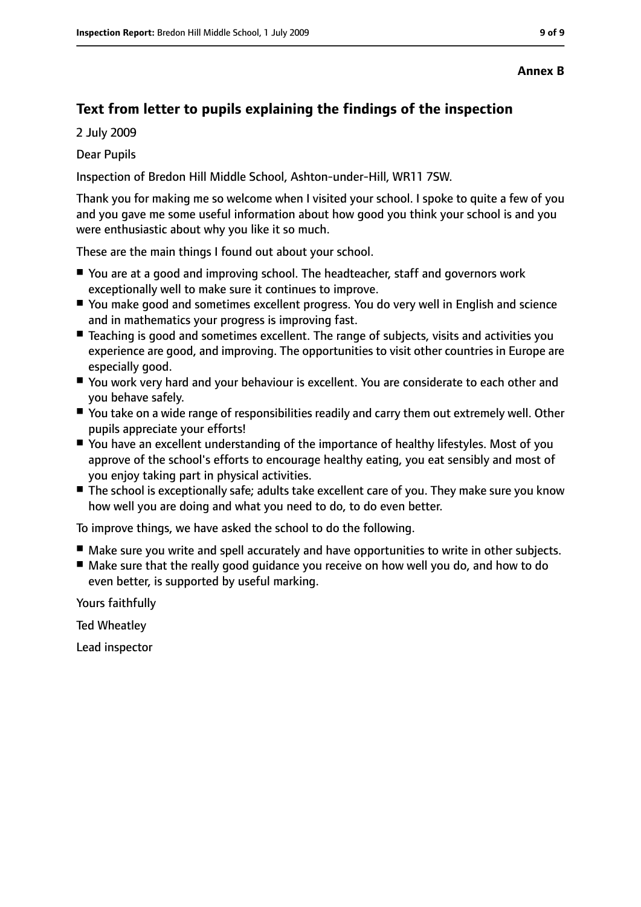**Annex B**

## Text from letter to pupils explaining the findings of the inspection

2 July 2009

Dear Pupils

Inspection of Bredon Hill Middle School, Ashton-under-Hill, WR11 7SW.

Thank you for making me so welcome when I visited your school. I spoke to quite a few of you and you gave me some useful information about how good you think your school is and you were enthusiastic about why you like it so much.

These are the main things I found out about your school.

- You are at a good and improving school. The headteacher, staff and governors work exceptionally well to make sure it continues to improve.
- You make good and sometimes excellent progress. You do very well in English and science and in mathematics your progress is improving fast.
- Teaching is good and sometimes excellent. The range of subjects, visits and activities you experience are good, and improving. The opportunities to visit other countries in Europe are especially good.
- You work very hard and your behaviour is excellent. You are considerate to each other and you behave safely.
- You take on a wide range of responsibilities readily and carry them out extremely well. Other pupils appreciate your efforts!
- You have an excellent understanding of the importance of healthy lifestyles. Most of you approve of the school's efforts to encourage healthy eating, you eat sensibly and most of you enjoy taking part in physical activities.
- The school is exceptionally safe; adults take excellent care of you. They make sure you know how well you are doing and what you need to do, to do even better.

To improve things, we have asked the school to do the following.

- Make sure you write and spell accurately and have opportunities to write in other subjects.
- Make sure that the really good guidance you receive on how well you do, and how to do even better, is supported by useful marking.

Yours faithfully

Ted Wheatley

Lead inspector